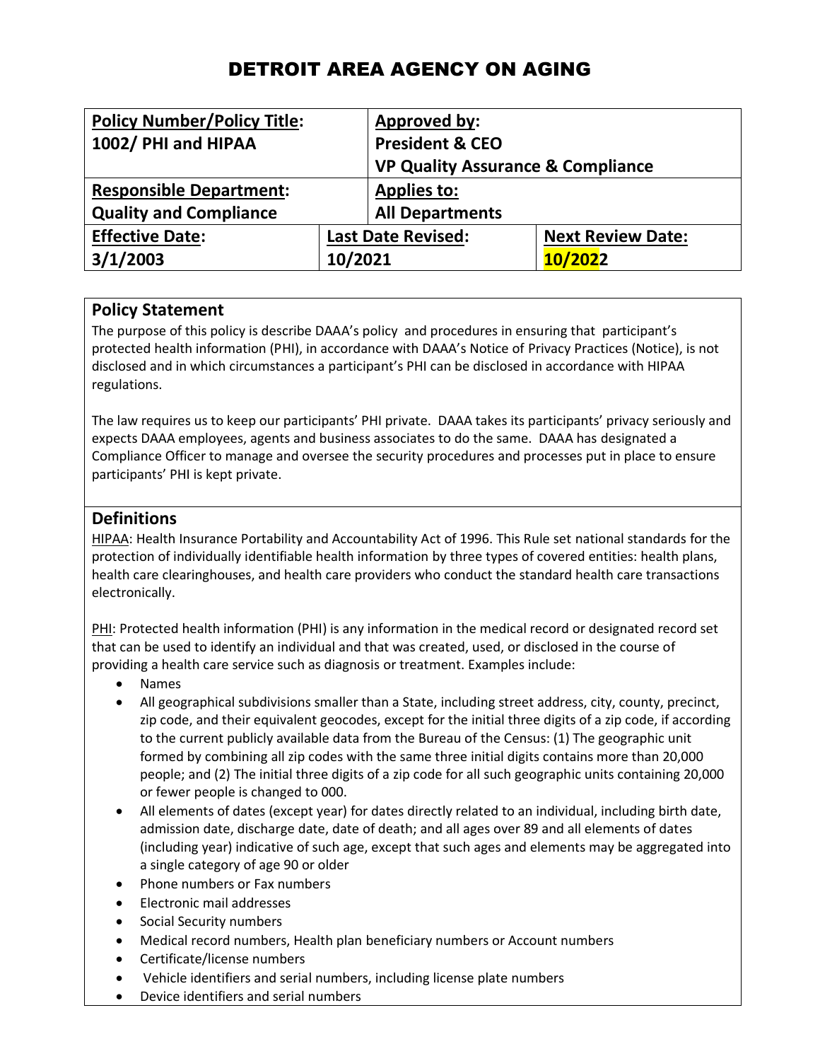# DETROIT AREA AGENCY ON AGING

| **Policy Number/Policy Title:** **1002/ PHI and HIPAA** | | **Approved by:** **President & CEO** **VP Quality Assurance & Compliance** |
|---|---|---|
| **Responsible Department:** **Quality and Compliance** | | **Applies to:** **All Departments** |
| **Effective Date:** **3/1/2003** | **Last Date Revised:** **10/2021** | **Next Review Date:** **10/2022** |

## Policy Statement

The purpose of this policy is describe DAAA's policy and procedures in ensuring that participant's protected health information (PHI), in accordance with DAAA's Notice of Privacy Practices (Notice), is not disclosed and in which circumstances a participant's PHI can be disclosed in accordance with HIPAA regulations.

The law requires us to keep our participants' PHI private. DAAA takes its participants' privacy seriously and expects DAAA employees, agents and business associates to do the same. DAAA has designated a Compliance Officer to manage and oversee the security procedures and processes put in place to ensure participants' PHI is kept private.

## Definitions

HIPAA: Health Insurance Portability and Accountability Act of 1996. This Rule set national standards for the protection of individually identifiable health information by three types of covered entities: health plans, health care clearinghouses, and health care providers who conduct the standard health care transactions electronically.

PHI: Protected health information (PHI) is any information in the medical record or designated record set that can be used to identify an individual and that was created, used, or disclosed in the course of providing a health care service such as diagnosis or treatment. Examples include:

- Names
- All geographical subdivisions smaller than a State, including street address, city, county, precinct, zip code, and their equivalent geocodes, except for the initial three digits of a zip code, if according to the current publicly available data from the Bureau of the Census: (1) The geographic unit formed by combining all zip codes with the same three initial digits contains more than 20,000 people; and (2) The initial three digits of a zip code for all such geographic units containing 20,000 or fewer people is changed to 000.
- All elements of dates (except year) for dates directly related to an individual, including birth date, admission date, discharge date, date of death; and all ages over 89 and all elements of dates (including year) indicative of such age, except that such ages and elements may be aggregated into a single category of age 90 or older
- Phone numbers or Fax numbers
- Electronic mail addresses
- Social Security numbers
- Medical record numbers, Health plan beneficiary numbers or Account numbers
- Certificate/license numbers
- Vehicle identifiers and serial numbers, including license plate numbers
- Device identifiers and serial numbers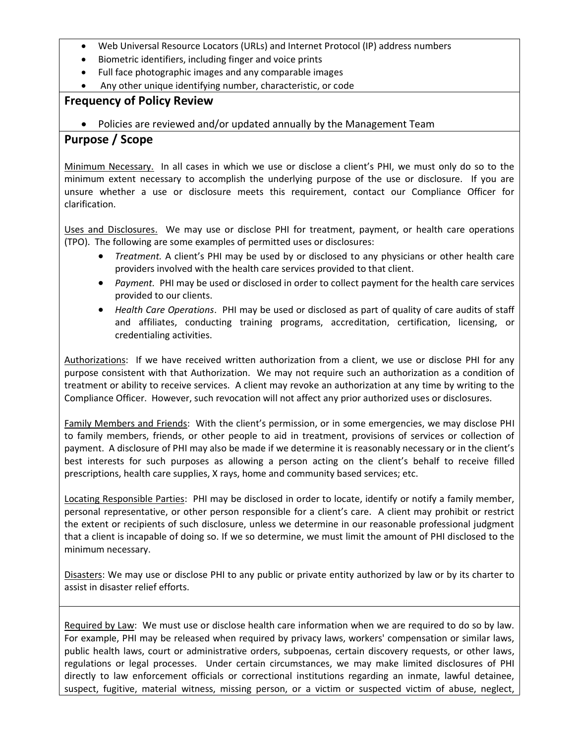- Web Universal Resource Locators (URLs) and Internet Protocol (IP) address numbers
- Biometric identifiers, including finger and voice prints
- Full face photographic images and any comparable images
- Any other unique identifying number, characteristic, or code

## Frequency of Policy Review

- Policies are reviewed and/or updated annually by the Management Team

## Purpose / Scope

Minimum Necessary. In all cases in which we use or disclose a client's PHI, we must only do so to the minimum extent necessary to accomplish the underlying purpose of the use or disclosure. If you are unsure whether a use or disclosure meets this requirement, contact our Compliance Officer for clarification.

Uses and Disclosures. We may use or disclose PHI for treatment, payment, or health care operations (TPO). The following are some examples of permitted uses or disclosures:

- *Treatment.* A client's PHI may be used by or disclosed to any physicians or other health care providers involved with the health care services provided to that client.
- *Payment.* PHI may be used or disclosed in order to collect payment for the health care services provided to our clients.
- *Health Care Operations*. PHI may be used or disclosed as part of quality of care audits of staff and affiliates, conducting training programs, accreditation, certification, licensing, or credentialing activities.

Authorizations: If we have received written authorization from a client, we use or disclose PHI for any purpose consistent with that Authorization. We may not require such an authorization as a condition of treatment or ability to receive services. A client may revoke an authorization at any time by writing to the Compliance Officer. However, such revocation will not affect any prior authorized uses or disclosures.

Family Members and Friends: With the client's permission, or in some emergencies, we may disclose PHI to family members, friends, or other people to aid in treatment, provisions of services or collection of payment. A disclosure of PHI may also be made if we determine it is reasonably necessary or in the client's best interests for such purposes as allowing a person acting on the client's behalf to receive filled prescriptions, health care supplies, X rays, home and community based services; etc.

Locating Responsible Parties: PHI may be disclosed in order to locate, identify or notify a family member, personal representative, or other person responsible for a client's care. A client may prohibit or restrict the extent or recipients of such disclosure, unless we determine in our reasonable professional judgment that a client is incapable of doing so. If we so determine, we must limit the amount of PHI disclosed to the minimum necessary.

Disasters: We may use or disclose PHI to any public or private entity authorized by law or by its charter to assist in disaster relief efforts.

Required by Law: We must use or disclose health care information when we are required to do so by law. For example, PHI may be released when required by privacy laws, workers' compensation or similar laws, public health laws, court or administrative orders, subpoenas, certain discovery requests, or other laws, regulations or legal processes. Under certain circumstances, we may make limited disclosures of PHI directly to law enforcement officials or correctional institutions regarding an inmate, lawful detainee, suspect, fugitive, material witness, missing person, or a victim or suspected victim of abuse, neglect,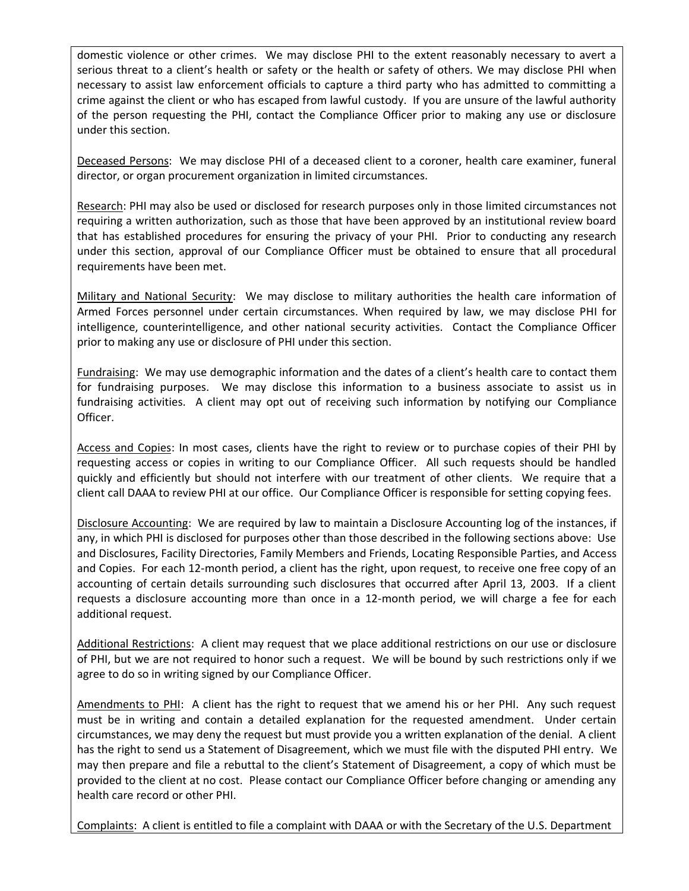domestic violence or other crimes. We may disclose PHI to the extent reasonably necessary to avert a serious threat to a client's health or safety or the health or safety of others. We may disclose PHI when necessary to assist law enforcement officials to capture a third party who has admitted to committing a crime against the client or who has escaped from lawful custody. If you are unsure of the lawful authority of the person requesting the PHI, contact the Compliance Officer prior to making any use or disclosure under this section.

<u>Deceased Persons</u>: We may disclose PHI of a deceased client to a coroner, health care examiner, funeral director, or organ procurement organization in limited circumstances.

<u>Research</u>: PHI may also be used or disclosed for research purposes only in those limited circumstances not requiring a written authorization, such as those that have been approved by an institutional review board that has established procedures for ensuring the privacy of your PHI. Prior to conducting any research under this section, approval of our Compliance Officer must be obtained to ensure that all procedural requirements have been met.

<u>Military and National Security</u>: We may disclose to military authorities the health care information of Armed Forces personnel under certain circumstances. When required by law, we may disclose PHI for intelligence, counterintelligence, and other national security activities. Contact the Compliance Officer prior to making any use or disclosure of PHI under this section.

<u>Fundraising</u>: We may use demographic information and the dates of a client's health care to contact them for fundraising purposes. We may disclose this information to a business associate to assist us in fundraising activities. A client may opt out of receiving such information by notifying our Compliance Officer.

<u>Access and Copies</u>: In most cases, clients have the right to review or to purchase copies of their PHI by requesting access or copies in writing to our Compliance Officer. All such requests should be handled quickly and efficiently but should not interfere with our treatment of other clients. We require that a client call DAAA to review PHI at our office. Our Compliance Officer is responsible for setting copying fees.

<u>Disclosure Accounting</u>: We are required by law to maintain a Disclosure Accounting log of the instances, if any, in which PHI is disclosed for purposes other than those described in the following sections above: Use and Disclosures, Facility Directories, Family Members and Friends, Locating Responsible Parties, and Access and Copies. For each 12-month period, a client has the right, upon request, to receive one free copy of an accounting of certain details surrounding such disclosures that occurred after April 13, 2003. If a client requests a disclosure accounting more than once in a 12-month period, we will charge a fee for each additional request.

<u>Additional Restrictions</u>: A client may request that we place additional restrictions on our use or disclosure of PHI, but we are not required to honor such a request. We will be bound by such restrictions only if we agree to do so in writing signed by our Compliance Officer.

<u>Amendments to PHI</u>: A client has the right to request that we amend his or her PHI. Any such request must be in writing and contain a detailed explanation for the requested amendment. Under certain circumstances, we may deny the request but must provide you a written explanation of the denial. A client has the right to send us a Statement of Disagreement, which we must file with the disputed PHI entry. We may then prepare and file a rebuttal to the client's Statement of Disagreement, a copy of which must be provided to the client at no cost. Please contact our Compliance Officer before changing or amending any health care record or other PHI.

<u>Complaints</u>: A client is entitled to file a complaint with DAAA or with the Secretary of the U.S. Department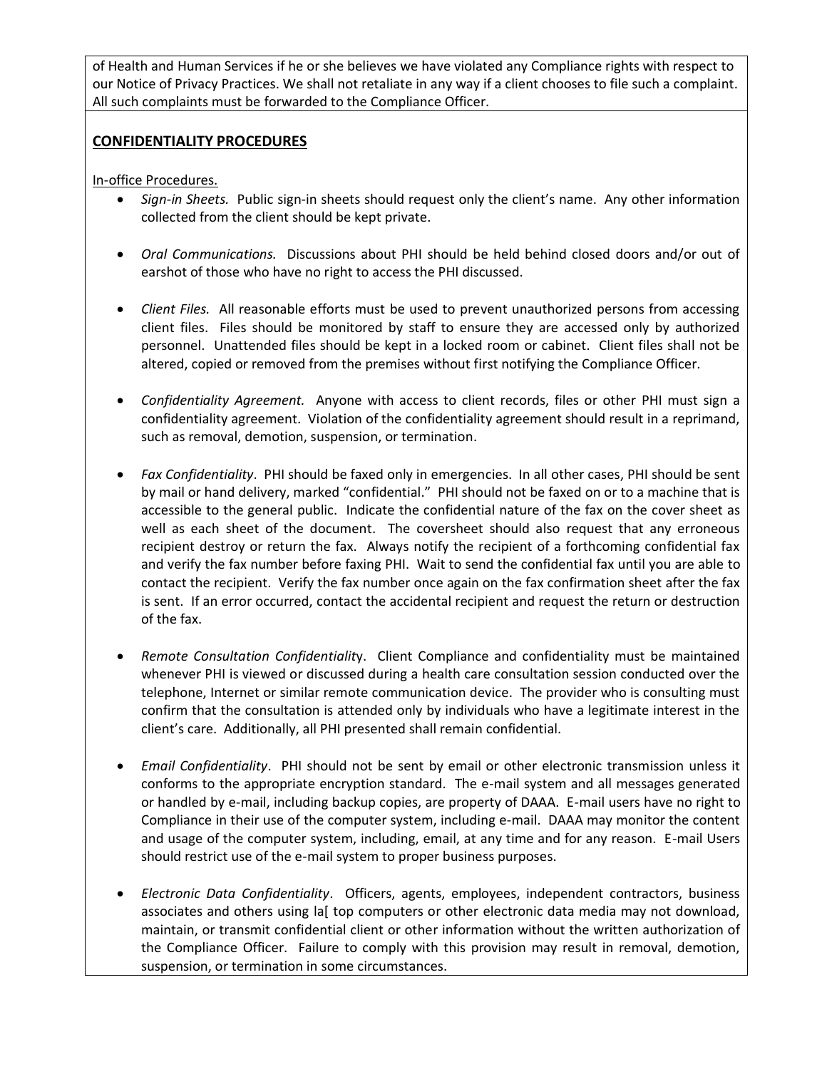of Health and Human Services if he or she believes we have violated any Compliance rights with respect to our Notice of Privacy Practices. We shall not retaliate in any way if a client chooses to file such a complaint. All such complaints must be forwarded to the Compliance Officer.

## CONFIDENTIALITY PROCEDURES

In-office Procedures.

- *Sign-in Sheets.* Public sign-in sheets should request only the client's name. Any other information collected from the client should be kept private.

- *Oral Communications.* Discussions about PHI should be held behind closed doors and/or out of earshot of those who have no right to access the PHI discussed.

- *Client Files.* All reasonable efforts must be used to prevent unauthorized persons from accessing client files. Files should be monitored by staff to ensure they are accessed only by authorized personnel. Unattended files should be kept in a locked room or cabinet. Client files shall not be altered, copied or removed from the premises without first notifying the Compliance Officer.

- *Confidentiality Agreement.* Anyone with access to client records, files or other PHI must sign a confidentiality agreement. Violation of the confidentiality agreement should result in a reprimand, such as removal, demotion, suspension, or termination.

- *Fax Confidentiality*. PHI should be faxed only in emergencies. In all other cases, PHI should be sent by mail or hand delivery, marked "confidential." PHI should not be faxed on or to a machine that is accessible to the general public. Indicate the confidential nature of the fax on the cover sheet as well as each sheet of the document. The coversheet should also request that any erroneous recipient destroy or return the fax. Always notify the recipient of a forthcoming confidential fax and verify the fax number before faxing PHI. Wait to send the confidential fax until you are able to contact the recipient. Verify the fax number once again on the fax confirmation sheet after the fax is sent. If an error occurred, contact the accidental recipient and request the return or destruction of the fax.

- *Remote Consultation Confidentialit*y. Client Compliance and confidentiality must be maintained whenever PHI is viewed or discussed during a health care consultation session conducted over the telephone, Internet or similar remote communication device. The provider who is consulting must confirm that the consultation is attended only by individuals who have a legitimate interest in the client's care. Additionally, all PHI presented shall remain confidential.

- *Email Confidentiality*. PHI should not be sent by email or other electronic transmission unless it conforms to the appropriate encryption standard. The e-mail system and all messages generated or handled by e-mail, including backup copies, are property of DAAA. E-mail users have no right to Compliance in their use of the computer system, including e-mail. DAAA may monitor the content and usage of the computer system, including, email, at any time and for any reason. E-mail Users should restrict use of the e-mail system to proper business purposes.

- *Electronic Data Confidentiality*. Officers, agents, employees, independent contractors, business associates and others using la[ top computers or other electronic data media may not download, maintain, or transmit confidential client or other information without the written authorization of the Compliance Officer. Failure to comply with this provision may result in removal, demotion, suspension, or termination in some circumstances.